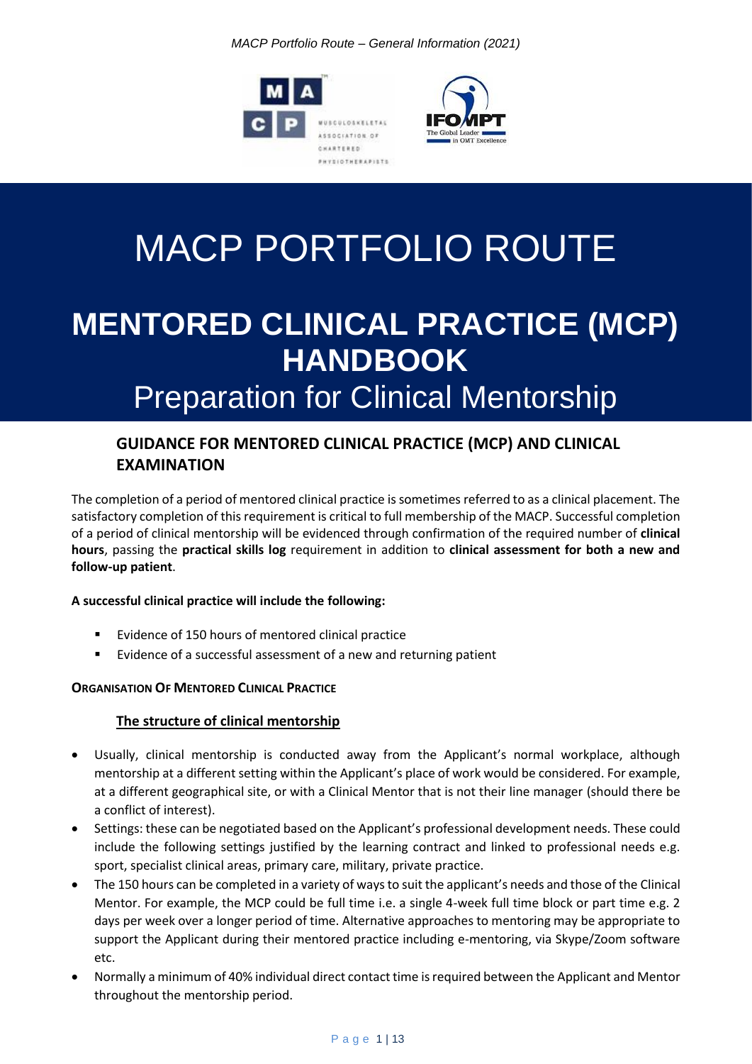# MACP PORTFOLIO ROUTE

# MENTORED CLINICAL PRACTICE (MCP) HANDBOOK

## Preparation for Clinical Mentorship

### GUIDANCE FOR MENTORED CLINICAL PRACTICE (MCP) AND CLINICAL EXAMINATION

The completion of a period of mentored clinical practice is sometimes referred to as a clinical placement. The satisfactory completion of this requirement is critical to full membership of the MACP. Successful completion of a period of clinical mentorship will be evidenced through confirmation of the required number of **clinical hours**, passing the **practical skills log** requirement in addition to **clinical assessment for both a new and follow-up patient**.

**A successful clinical practice will include the following:**

- Evidence of 150 hours of mentored clinical practice
- Evidence of a successful assessment of a new and returning patient

**ORGANISATION OF MENTORED CLINICAL PRACTICE**

**The structure of clinical mentorship**

- Usually, clinical mentorship is conducted away from the Applicant's normal workplace, although mentorship at a different setting within the Applicant's place of work would be considered. For example, at a different geographical site, or with a Clinical Mentor that is not their line manager (should there be a conflict of interest).
- Settings: these can be negotiated based on the Applicant's professional development needs. These could include the following settings justified by the learning contract and linked to professional needs e.g. sport, specialist clinical areas, primary care, military, private practice.
- The 150 hours can be completed in a variety of ways to suit the applicant's needs and those of the Clinical Mentor. For example, the MCP could be full time i.e. a single 4-week full time block or part time e.g. 2 days per week over a longer period of time. Alternative approaches to mentoring may be appropriate to support the Applicant during their mentored practice including e-mentoring, via Skype/Zoom software etc.
- Normally a minimum of 40% individual direct contact time is required between the Applicant and Mentor throughout the mentorship period.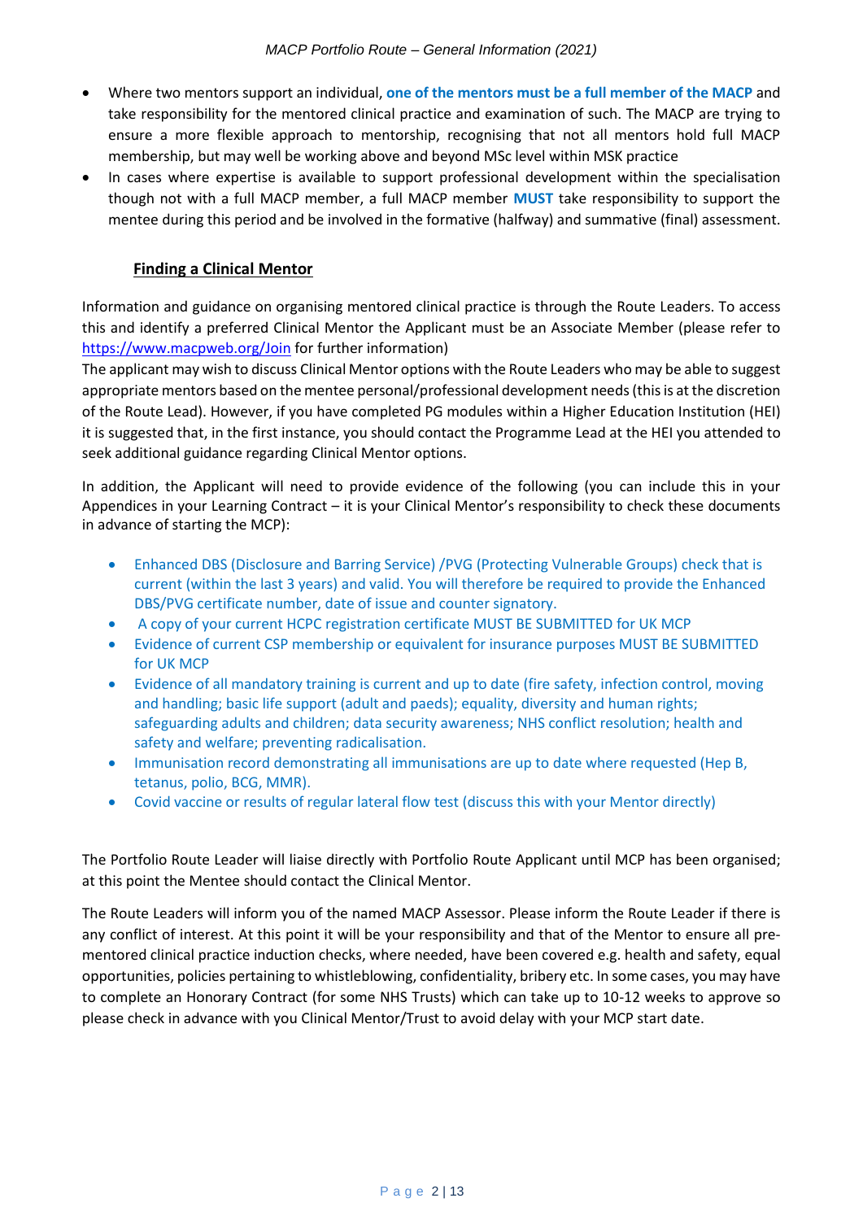- Where two mentors support an individual, **one of the mentors must be a full member of the MACP** and take responsibility for the mentored clinical practice and examination of such. The MACP are trying to ensure a more flexible approach to mentorship, recognising that not all mentors hold full MACP membership, but may well be working above and beyond MSc level within MSK practice
- In cases where expertise is available to support professional development within the specialisation though not with a full MACP member, a full MACP member **MUST** take responsibility to support the mentee during this period and be involved in the formative (halfway) and summative (final) assessment.

## Finding a Clinical Mentor

Information and guidance on organising mentored clinical practice is through the Route Leaders. To access this and identify a preferred Clinical Mentor the Applicant must be an Associate Member (please refer to https://www.macpweb.org/Join for further information)

The applicant may wish to discuss Clinical Mentor options with the Route Leaders who may be able to suggest appropriate mentors based on the mentee personal/professional development needs (this is at the discretion of the Route Lead). However, if you have completed PG modules within a Higher Education Institution (HEI) it is suggested that, in the first instance, you should contact the Programme Lead at the HEI you attended to seek additional guidance regarding Clinical Mentor options.

In addition, the Applicant will need to provide evidence of the following (you can include this in your Appendices in your Learning Contract – it is your Clinical Mentor's responsibility to check these documents in advance of starting the MCP):

- Enhanced DBS (Disclosure and Barring Service) /PVG (Protecting Vulnerable Groups) check that is current (within the last 3 years) and valid. You will therefore be required to provide the Enhanced DBS/PVG certificate number, date of issue and counter signatory.
- A copy of your current HCPC registration certificate MUST BE SUBMITTED for UK MCP
- Evidence of current CSP membership or equivalent for insurance purposes MUST BE SUBMITTED for UK MCP
- Evidence of all mandatory training is current and up to date (fire safety, infection control, moving and handling; basic life support (adult and paeds); equality, diversity and human rights; safeguarding adults and children; data security awareness; NHS conflict resolution; health and safety and welfare; preventing radicalisation.
- Immunisation record demonstrating all immunisations are up to date where requested (Hep B, tetanus, polio, BCG, MMR).
- Covid vaccine or results of regular lateral flow test (discuss this with your Mentor directly)

The Portfolio Route Leader will liaise directly with Portfolio Route Applicant until MCP has been organised; at this point the Mentee should contact the Clinical Mentor.

The Route Leaders will inform you of the named MACP Assessor. Please inform the Route Leader if there is any conflict of interest. At this point it will be your responsibility and that of the Mentor to ensure all pre-mentored clinical practice induction checks, where needed, have been covered e.g. health and safety, equal opportunities, policies pertaining to whistleblowing, confidentiality, bribery etc. In some cases, you may have to complete an Honorary Contract (for some NHS Trusts) which can take up to 10-12 weeks to approve so please check in advance with you Clinical Mentor/Trust to avoid delay with your MCP start date.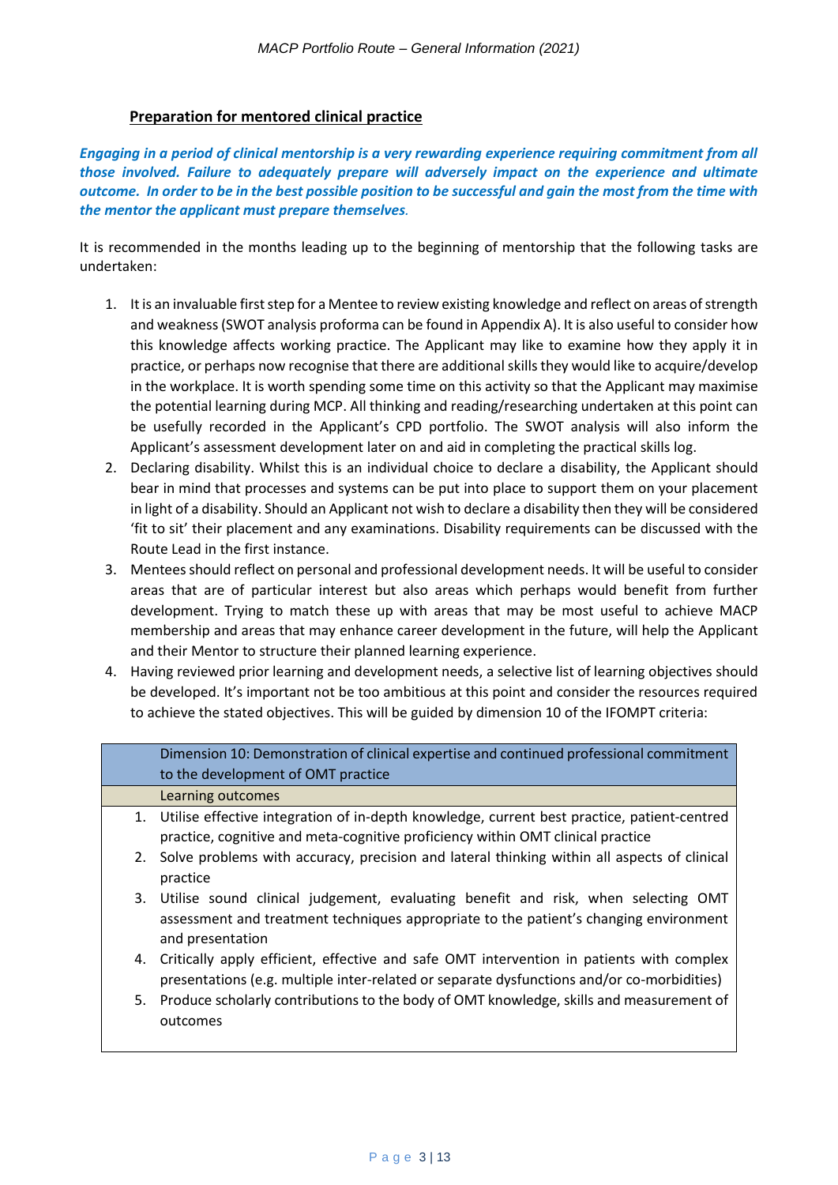## Preparation for mentored clinical practice

***Engaging in a period of clinical mentorship is a very rewarding experience requiring commitment from all those involved. Failure to adequately prepare will adversely impact on the experience and ultimate outcome. In order to be in the best possible position to be successful and gain the most from the time with the mentor the applicant must prepare themselves.***

It is recommended in the months leading up to the beginning of mentorship that the following tasks are undertaken:

1. It is an invaluable first step for a Mentee to review existing knowledge and reflect on areas of strength and weakness (SWOT analysis proforma can be found in Appendix A). It is also useful to consider how this knowledge affects working practice. The Applicant may like to examine how they apply it in practice, or perhaps now recognise that there are additional skills they would like to acquire/develop in the workplace. It is worth spending some time on this activity so that the Applicant may maximise the potential learning during MCP. All thinking and reading/researching undertaken at this point can be usefully recorded in the Applicant's CPD portfolio. The SWOT analysis will also inform the Applicant's assessment development later on and aid in completing the practical skills log.
2. Declaring disability. Whilst this is an individual choice to declare a disability, the Applicant should bear in mind that processes and systems can be put into place to support them on your placement in light of a disability. Should an Applicant not wish to declare a disability then they will be considered 'fit to sit' their placement and any examinations. Disability requirements can be discussed with the Route Lead in the first instance.
3. Mentees should reflect on personal and professional development needs. It will be useful to consider areas that are of particular interest but also areas which perhaps would benefit from further development. Trying to match these up with areas that may be most useful to achieve MACP membership and areas that may enhance career development in the future, will help the Applicant and their Mentor to structure their planned learning experience.
4. Having reviewed prior learning and development needs, a selective list of learning objectives should be developed. It's important not be too ambitious at this point and consider the resources required to achieve the stated objectives. This will be guided by dimension 10 of the IFOMPT criteria:

| | Dimension 10: Demonstration of clinical expertise and continued professional commitment to the development of OMT practice |
|---|---|
| | Learning outcomes |
| 1. | Utilise effective integration of in-depth knowledge, current best practice, patient-centred practice, cognitive and meta-cognitive proficiency within OMT clinical practice |
| 2. | Solve problems with accuracy, precision and lateral thinking within all aspects of clinical practice |
| 3. | Utilise sound clinical judgement, evaluating benefit and risk, when selecting OMT assessment and treatment techniques appropriate to the patient's changing environment and presentation |
| 4. | Critically apply efficient, effective and safe OMT intervention in patients with complex presentations (e.g. multiple inter-related or separate dysfunctions and/or co-morbidities) |
| 5. | Produce scholarly contributions to the body of OMT knowledge, skills and measurement of outcomes |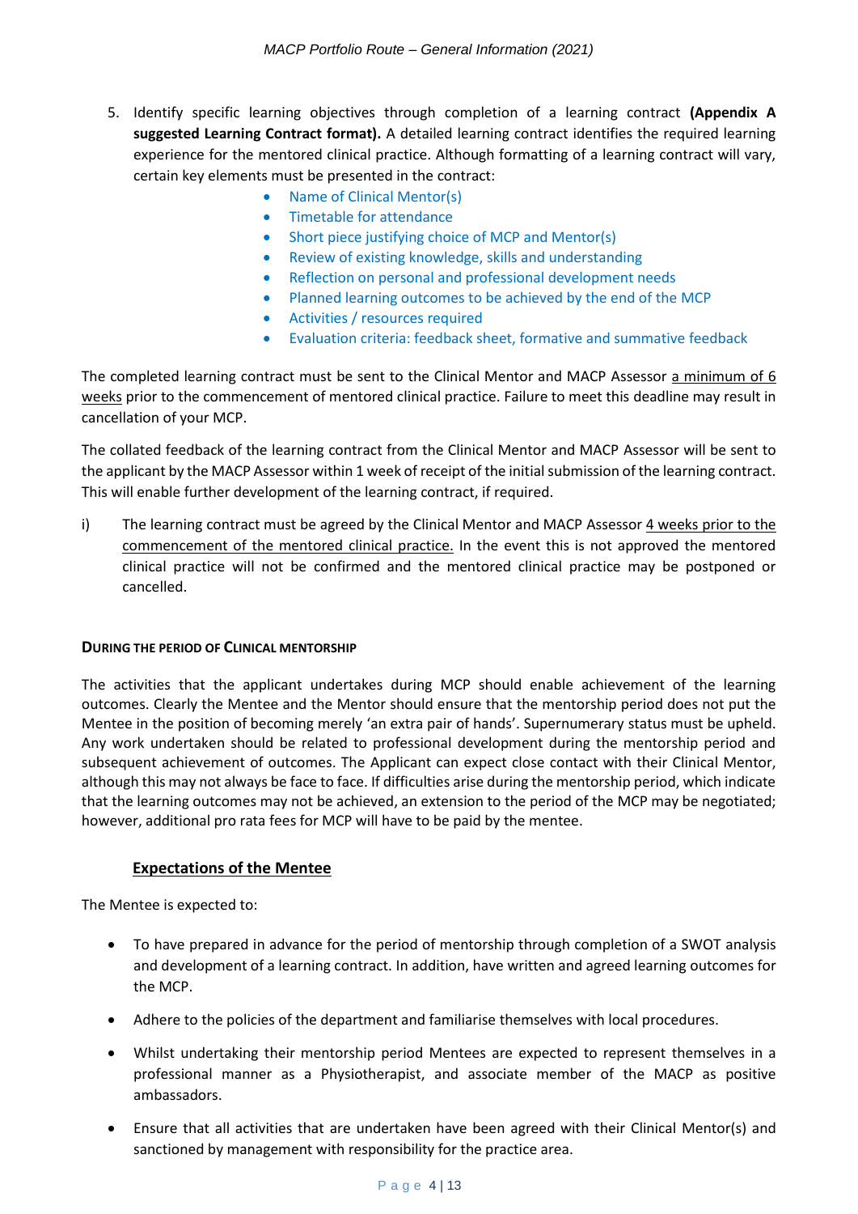5. Identify specific learning objectives through completion of a learning contract **(Appendix A suggested Learning Contract format).** A detailed learning contract identifies the required learning experience for the mentored clinical practice. Although formatting of a learning contract will vary, certain key elements must be presented in the contract:
   - Name of Clinical Mentor(s)
   - Timetable for attendance
   - Short piece justifying choice of MCP and Mentor(s)
   - Review of existing knowledge, skills and understanding
   - Reflection on personal and professional development needs
   - Planned learning outcomes to be achieved by the end of the MCP
   - Activities / resources required
   - Evaluation criteria: feedback sheet, formative and summative feedback

The completed learning contract must be sent to the Clinical Mentor and MACP Assessor a minimum of 6 weeks prior to the commencement of mentored clinical practice. Failure to meet this deadline may result in cancellation of your MCP.

The collated feedback of the learning contract from the Clinical Mentor and MACP Assessor will be sent to the applicant by the MACP Assessor within 1 week of receipt of the initial submission of the learning contract. This will enable further development of the learning contract, if required.

i) The learning contract must be agreed by the Clinical Mentor and MACP Assessor 4 weeks prior to the commencement of the mentored clinical practice. In the event this is not approved the mentored clinical practice will not be confirmed and the mentored clinical practice may be postponed or cancelled.

#### DURING THE PERIOD OF CLINICAL MENTORSHIP

The activities that the applicant undertakes during MCP should enable achievement of the learning outcomes. Clearly the Mentee and the Mentor should ensure that the mentorship period does not put the Mentee in the position of becoming merely 'an extra pair of hands'. Supernumerary status must be upheld. Any work undertaken should be related to professional development during the mentorship period and subsequent achievement of outcomes. The Applicant can expect close contact with their Clinical Mentor, although this may not always be face to face. If difficulties arise during the mentorship period, which indicate that the learning outcomes may not be achieved, an extension to the period of the MCP may be negotiated; however, additional pro rata fees for MCP will have to be paid by the mentee.

##### **Expectations of the Mentee**

The Mentee is expected to:

- To have prepared in advance for the period of mentorship through completion of a SWOT analysis and development of a learning contract. In addition, have written and agreed learning outcomes for the MCP.
- Adhere to the policies of the department and familiarise themselves with local procedures.
- Whilst undertaking their mentorship period Mentees are expected to represent themselves in a professional manner as a Physiotherapist, and associate member of the MACP as positive ambassadors.
- Ensure that all activities that are undertaken have been agreed with their Clinical Mentor(s) and sanctioned by management with responsibility for the practice area.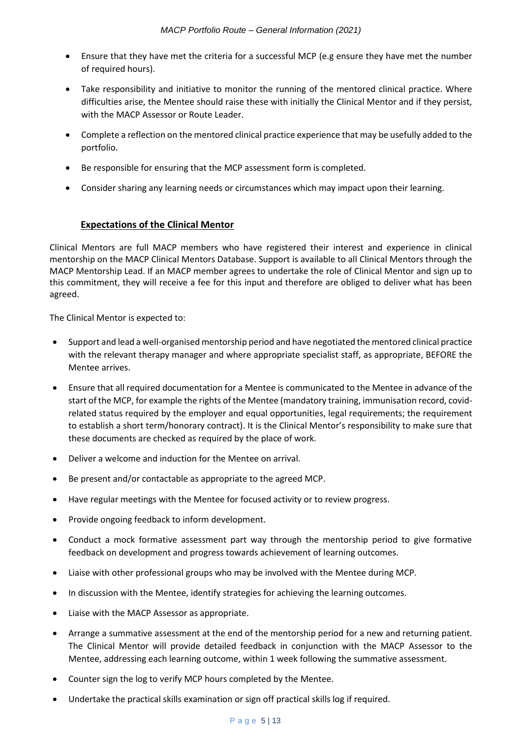- Ensure that they have met the criteria for a successful MCP (e.g ensure they have met the number of required hours).
- Take responsibility and initiative to monitor the running of the mentored clinical practice. Where difficulties arise, the Mentee should raise these with initially the Clinical Mentor and if they persist, with the MACP Assessor or Route Leader.
- Complete a reflection on the mentored clinical practice experience that may be usefully added to the portfolio.
- Be responsible for ensuring that the MCP assessment form is completed.
- Consider sharing any learning needs or circumstances which may impact upon their learning.

### **Expectations of the Clinical Mentor**

Clinical Mentors are full MACP members who have registered their interest and experience in clinical mentorship on the MACP Clinical Mentors Database. Support is available to all Clinical Mentors through the MACP Mentorship Lead. If an MACP member agrees to undertake the role of Clinical Mentor and sign up to this commitment, they will receive a fee for this input and therefore are obliged to deliver what has been agreed.

The Clinical Mentor is expected to:

- Support and lead a well-organised mentorship period and have negotiated the mentored clinical practice with the relevant therapy manager and where appropriate specialist staff, as appropriate, BEFORE the Mentee arrives.
- Ensure that all required documentation for a Mentee is communicated to the Mentee in advance of the start of the MCP, for example the rights of the Mentee (mandatory training, immunisation record, covid-related status required by the employer and equal opportunities, legal requirements; the requirement to establish a short term/honorary contract). It is the Clinical Mentor's responsibility to make sure that these documents are checked as required by the place of work.
- Deliver a welcome and induction for the Mentee on arrival.
- Be present and/or contactable as appropriate to the agreed MCP.
- Have regular meetings with the Mentee for focused activity or to review progress.
- Provide ongoing feedback to inform development.
- Conduct a mock formative assessment part way through the mentorship period to give formative feedback on development and progress towards achievement of learning outcomes.
- Liaise with other professional groups who may be involved with the Mentee during MCP.
- In discussion with the Mentee, identify strategies for achieving the learning outcomes.
- Liaise with the MACP Assessor as appropriate.
- Arrange a summative assessment at the end of the mentorship period for a new and returning patient. The Clinical Mentor will provide detailed feedback in conjunction with the MACP Assessor to the Mentee, addressing each learning outcome, within 1 week following the summative assessment.
- Counter sign the log to verify MCP hours completed by the Mentee.
- Undertake the practical skills examination or sign off practical skills log if required.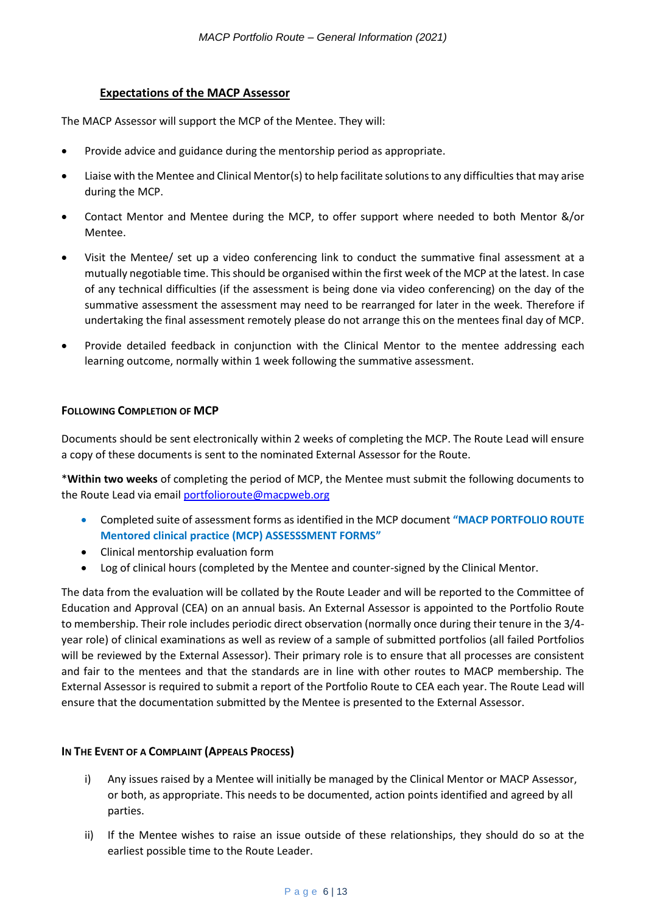## Expectations of the MACP Assessor

The MACP Assessor will support the MCP of the Mentee. They will:

- Provide advice and guidance during the mentorship period as appropriate.
- Liaise with the Mentee and Clinical Mentor(s) to help facilitate solutions to any difficulties that may arise during the MCP.
- Contact Mentor and Mentee during the MCP, to offer support where needed to both Mentor &/or Mentee.
- Visit the Mentee/ set up a video conferencing link to conduct the summative final assessment at a mutually negotiable time. This should be organised within the first week of the MCP at the latest. In case of any technical difficulties (if the assessment is being done via video conferencing) on the day of the summative assessment the assessment may need to be rearranged for later in the week. Therefore if undertaking the final assessment remotely please do not arrange this on the mentees final day of MCP.
- Provide detailed feedback in conjunction with the Clinical Mentor to the mentee addressing each learning outcome, normally within 1 week following the summative assessment.

### Following Completion of MCP

Documents should be sent electronically within 2 weeks of completing the MCP. The Route Lead will ensure a copy of these documents is sent to the nominated External Assessor for the Route.

***Within two weeks** of completing the period of MCP, the Mentee must submit the following documents to the Route Lead via email portfolioroute@macpweb.org

- Completed suite of assessment forms as identified in the MCP document **"MACP PORTFOLIO ROUTE Mentored clinical practice (MCP) ASSESSSMENT FORMS"**
- Clinical mentorship evaluation form
- Log of clinical hours (completed by the Mentee and counter-signed by the Clinical Mentor.

The data from the evaluation will be collated by the Route Leader and will be reported to the Committee of Education and Approval (CEA) on an annual basis. An External Assessor is appointed to the Portfolio Route to membership. Their role includes periodic direct observation (normally once during their tenure in the 3/4-year role) of clinical examinations as well as review of a sample of submitted portfolios (all failed Portfolios will be reviewed by the External Assessor). Their primary role is to ensure that all processes are consistent and fair to the mentees and that the standards are in line with other routes to MACP membership. The External Assessor is required to submit a report of the Portfolio Route to CEA each year. The Route Lead will ensure that the documentation submitted by the Mentee is presented to the External Assessor.

### In the Event of a Complaint (Appeals Process)

i) Any issues raised by a Mentee will initially be managed by the Clinical Mentor or MACP Assessor, or both, as appropriate. This needs to be documented, action points identified and agreed by all parties.

ii) If the Mentee wishes to raise an issue outside of these relationships, they should do so at the earliest possible time to the Route Leader.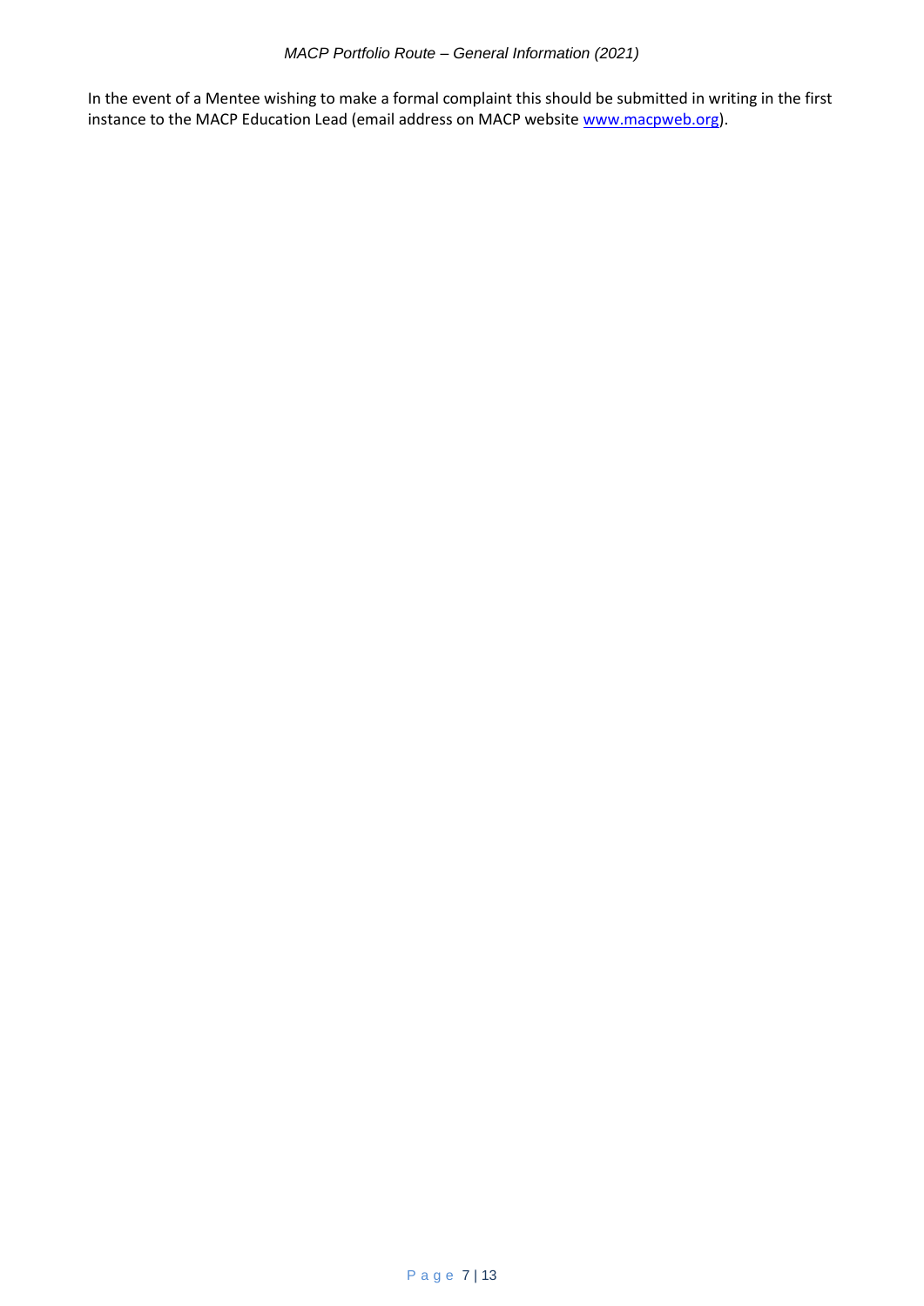In the event of a Mentee wishing to make a formal complaint this should be submitted in writing in the first instance to the MACP Education Lead (email address on MACP website [www.macpweb.org](www.macpweb.org)).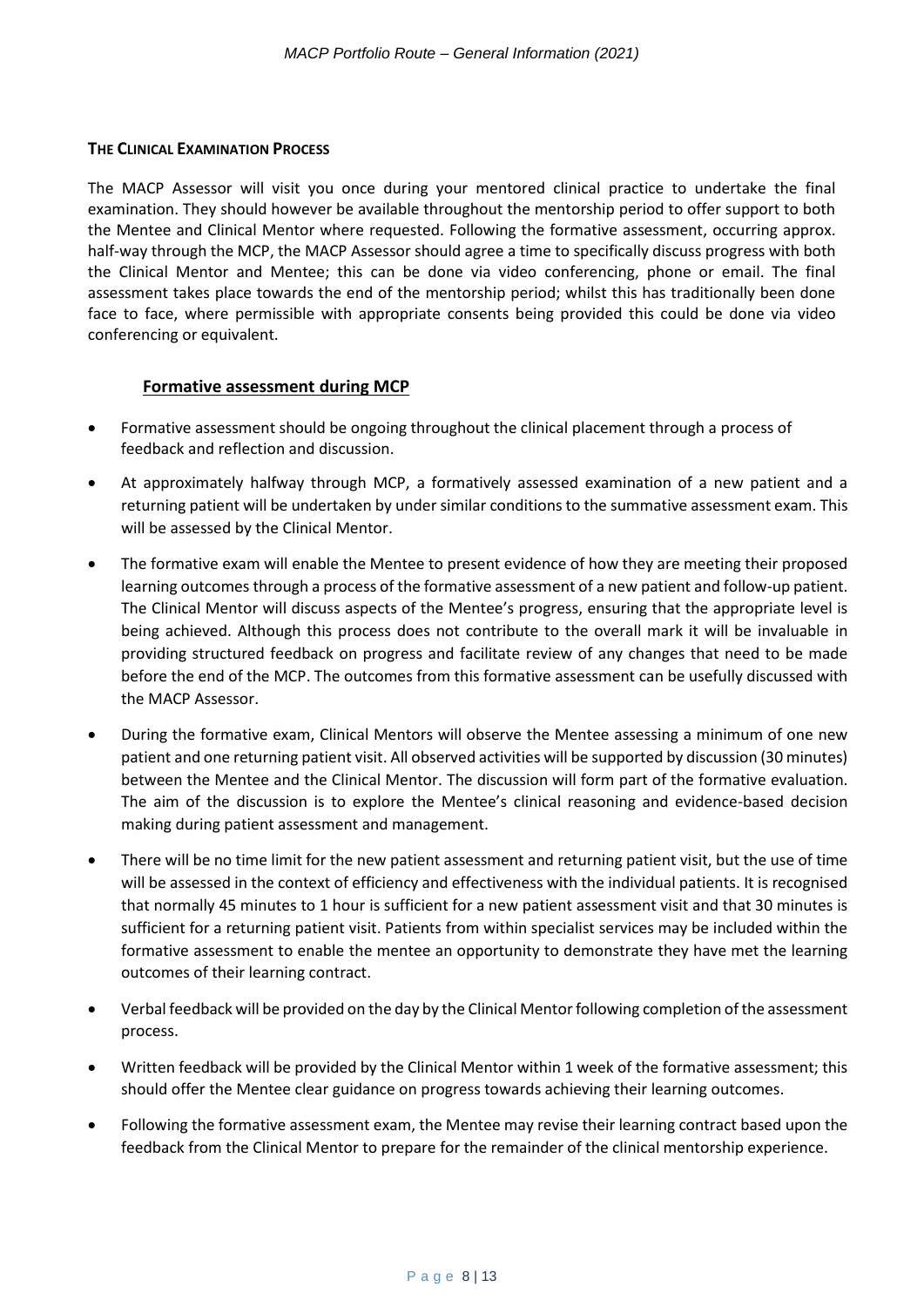## THE CLINICAL EXAMINATION PROCESS

The MACP Assessor will visit you once during your mentored clinical practice to undertake the final examination. They should however be available throughout the mentorship period to offer support to both the Mentee and Clinical Mentor where requested. Following the formative assessment, occurring approx. half-way through the MCP, the MACP Assessor should agree a time to specifically discuss progress with both the Clinical Mentor and Mentee; this can be done via video conferencing, phone or email. The final assessment takes place towards the end of the mentorship period; whilst this has traditionally been done face to face, where permissible with appropriate consents being provided this could be done via video conferencing or equivalent.

### Formative assessment during MCP

- Formative assessment should be ongoing throughout the clinical placement through a process of feedback and reflection and discussion.
- At approximately halfway through MCP, a formatively assessed examination of a new patient and a returning patient will be undertaken by under similar conditions to the summative assessment exam. This will be assessed by the Clinical Mentor.
- The formative exam will enable the Mentee to present evidence of how they are meeting their proposed learning outcomes through a process of the formative assessment of a new patient and follow-up patient. The Clinical Mentor will discuss aspects of the Mentee's progress, ensuring that the appropriate level is being achieved. Although this process does not contribute to the overall mark it will be invaluable in providing structured feedback on progress and facilitate review of any changes that need to be made before the end of the MCP. The outcomes from this formative assessment can be usefully discussed with the MACP Assessor.
- During the formative exam, Clinical Mentors will observe the Mentee assessing a minimum of one new patient and one returning patient visit. All observed activities will be supported by discussion (30 minutes) between the Mentee and the Clinical Mentor. The discussion will form part of the formative evaluation. The aim of the discussion is to explore the Mentee's clinical reasoning and evidence-based decision making during patient assessment and management.
- There will be no time limit for the new patient assessment and returning patient visit, but the use of time will be assessed in the context of efficiency and effectiveness with the individual patients. It is recognised that normally 45 minutes to 1 hour is sufficient for a new patient assessment visit and that 30 minutes is sufficient for a returning patient visit. Patients from within specialist services may be included within the formative assessment to enable the mentee an opportunity to demonstrate they have met the learning outcomes of their learning contract.
- Verbal feedback will be provided on the day by the Clinical Mentor following completion of the assessment process.
- Written feedback will be provided by the Clinical Mentor within 1 week of the formative assessment; this should offer the Mentee clear guidance on progress towards achieving their learning outcomes.
- Following the formative assessment exam, the Mentee may revise their learning contract based upon the feedback from the Clinical Mentor to prepare for the remainder of the clinical mentorship experience.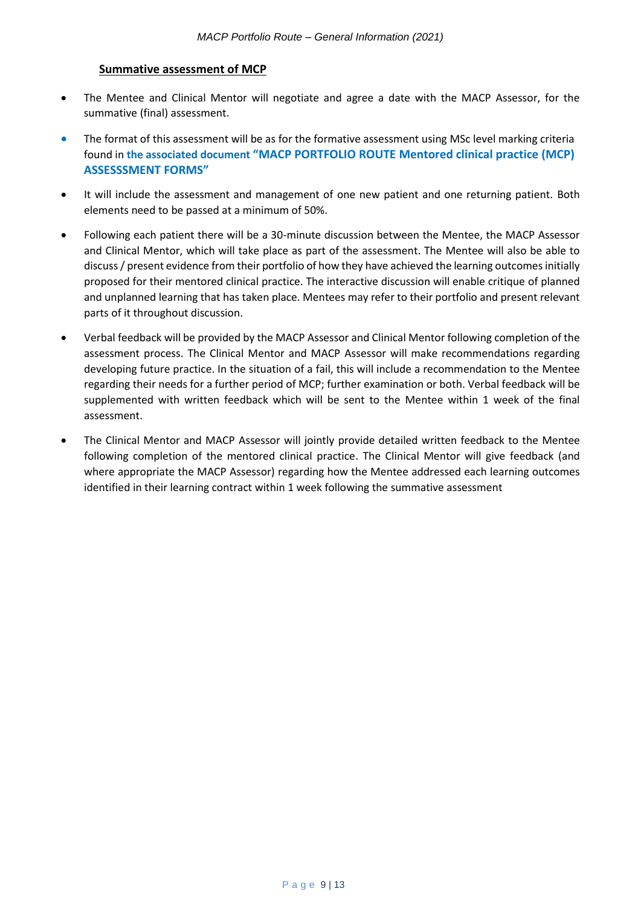## Summative assessment of MCP

- The Mentee and Clinical Mentor will negotiate and agree a date with the MACP Assessor, for the summative (final) assessment.
- The format of this assessment will be as for the formative assessment using MSc level marking criteria found in **the associated document "MACP PORTFOLIO ROUTE Mentored clinical practice (MCP) ASSESSSMENT FORMS"**
- It will include the assessment and management of one new patient and one returning patient. Both elements need to be passed at a minimum of 50%.
- Following each patient there will be a 30-minute discussion between the Mentee, the MACP Assessor and Clinical Mentor, which will take place as part of the assessment. The Mentee will also be able to discuss / present evidence from their portfolio of how they have achieved the learning outcomes initially proposed for their mentored clinical practice. The interactive discussion will enable critique of planned and unplanned learning that has taken place. Mentees may refer to their portfolio and present relevant parts of it throughout discussion.
- Verbal feedback will be provided by the MACP Assessor and Clinical Mentor following completion of the assessment process. The Clinical Mentor and MACP Assessor will make recommendations regarding developing future practice. In the situation of a fail, this will include a recommendation to the Mentee regarding their needs for a further period of MCP; further examination or both. Verbal feedback will be supplemented with written feedback which will be sent to the Mentee within 1 week of the final assessment.
- The Clinical Mentor and MACP Assessor will jointly provide detailed written feedback to the Mentee following completion of the mentored clinical practice. The Clinical Mentor will give feedback (and where appropriate the MACP Assessor) regarding how the Mentee addressed each learning outcomes identified in their learning contract within 1 week following the summative assessment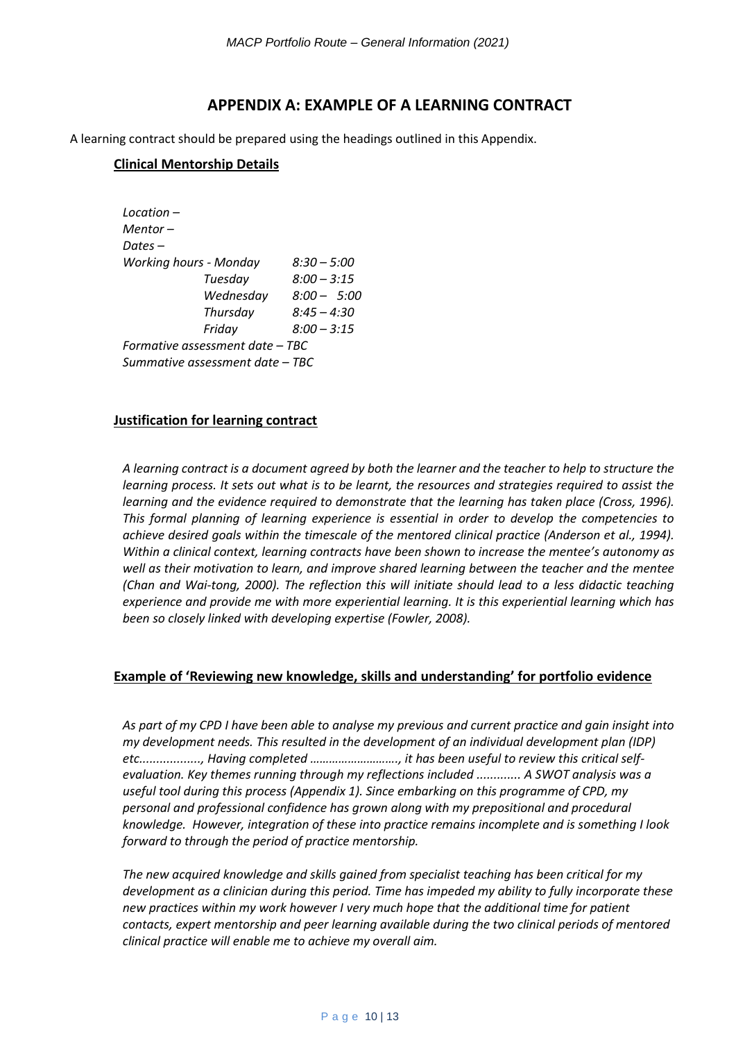# APPENDIX A: EXAMPLE OF A LEARNING CONTRACT

A learning contract should be prepared using the headings outlined in this Appendix.

## Clinical Mentorship Details

*Location –*
*Mentor –*
*Dates –*

| *Working hours -* | | |
|---|---|---|
| | *Monday* | *8:30 – 5:00* |
| | *Tuesday* | *8:00 – 3:15* |
| | *Wednesday* | *8:00 – 5:00* |
| | *Thursday* | *8:45 – 4:30* |
| | *Friday* | *8:00 – 3:15* |

*Formative assessment date – TBC*
*Summative assessment date – TBC*

## Justification for learning contract

*A learning contract is a document agreed by both the learner and the teacher to help to structure the learning process. It sets out what is to be learnt, the resources and strategies required to assist the learning and the evidence required to demonstrate that the learning has taken place (Cross, 1996). This formal planning of learning experience is essential in order to develop the competencies to achieve desired goals within the timescale of the mentored clinical practice (Anderson et al., 1994). Within a clinical context, learning contracts have been shown to increase the mentee's autonomy as well as their motivation to learn, and improve shared learning between the teacher and the mentee (Chan and Wai-tong, 2000). The reflection this will initiate should lead to a less didactic teaching experience and provide me with more experiential learning. It is this experiential learning which has been so closely linked with developing expertise (Fowler, 2008).*

## Example of 'Reviewing new knowledge, skills and understanding' for portfolio evidence

*As part of my CPD I have been able to analyse my previous and current practice and gain insight into my development needs. This resulted in the development of an individual development plan (IDP) etc................., Having completed ………………………, it has been useful to review this critical self-evaluation. Key themes running through my reflections included ............ A SWOT analysis was a useful tool during this process (Appendix 1). Since embarking on this programme of CPD, my personal and professional confidence has grown along with my prepositional and procedural knowledge. However, integration of these into practice remains incomplete and is something I look forward to through the period of practice mentorship.*

*The new acquired knowledge and skills gained from specialist teaching has been critical for my development as a clinician during this period. Time has impeded my ability to fully incorporate these new practices within my work however I very much hope that the additional time for patient contacts, expert mentorship and peer learning available during the two clinical periods of mentored clinical practice will enable me to achieve my overall aim.*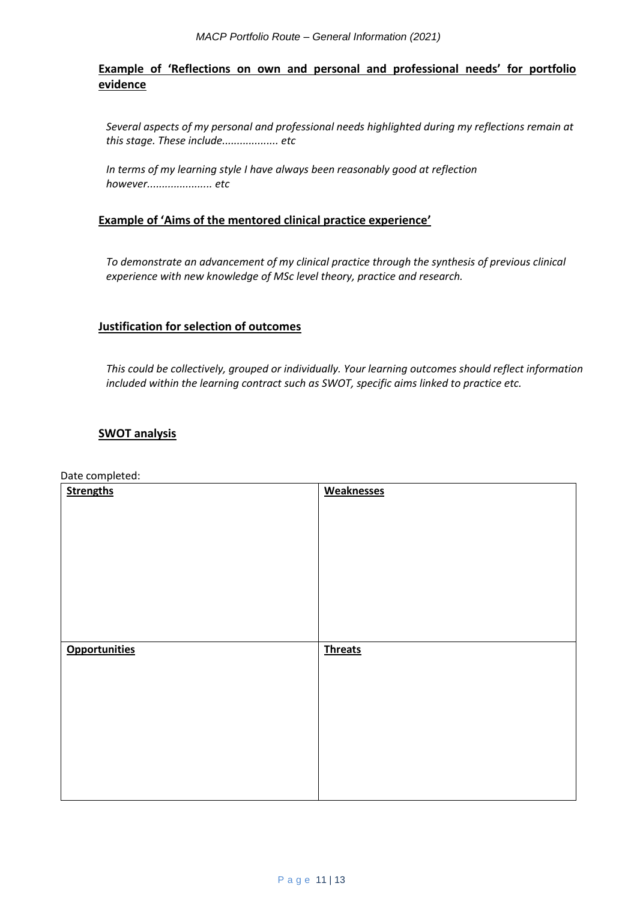**<u>Example of 'Reflections on own and personal and professional needs' for portfolio evidence</u>**

*Several aspects of my personal and professional needs highlighted during my reflections remain at this stage. These include................... etc*

*In terms of my learning style I have always been reasonably good at reflection however...................... etc*

**<u>Example of 'Aims of the mentored clinical practice experience'</u>**

*To demonstrate an advancement of my clinical practice through the synthesis of previous clinical experience with new knowledge of MSc level theory, practice and research.*

**<u>Justification for selection of outcomes</u>**

*This could be collectively, grouped or individually. Your learning outcomes should reflect information included within the learning contract such as SWOT, specific aims linked to practice etc.*

**<u>SWOT analysis</u>**

Date completed:

| **Strengths** | **Weaknesses** |
| --- | --- |
| | |
| **Opportunities** | **Threats** |
| | |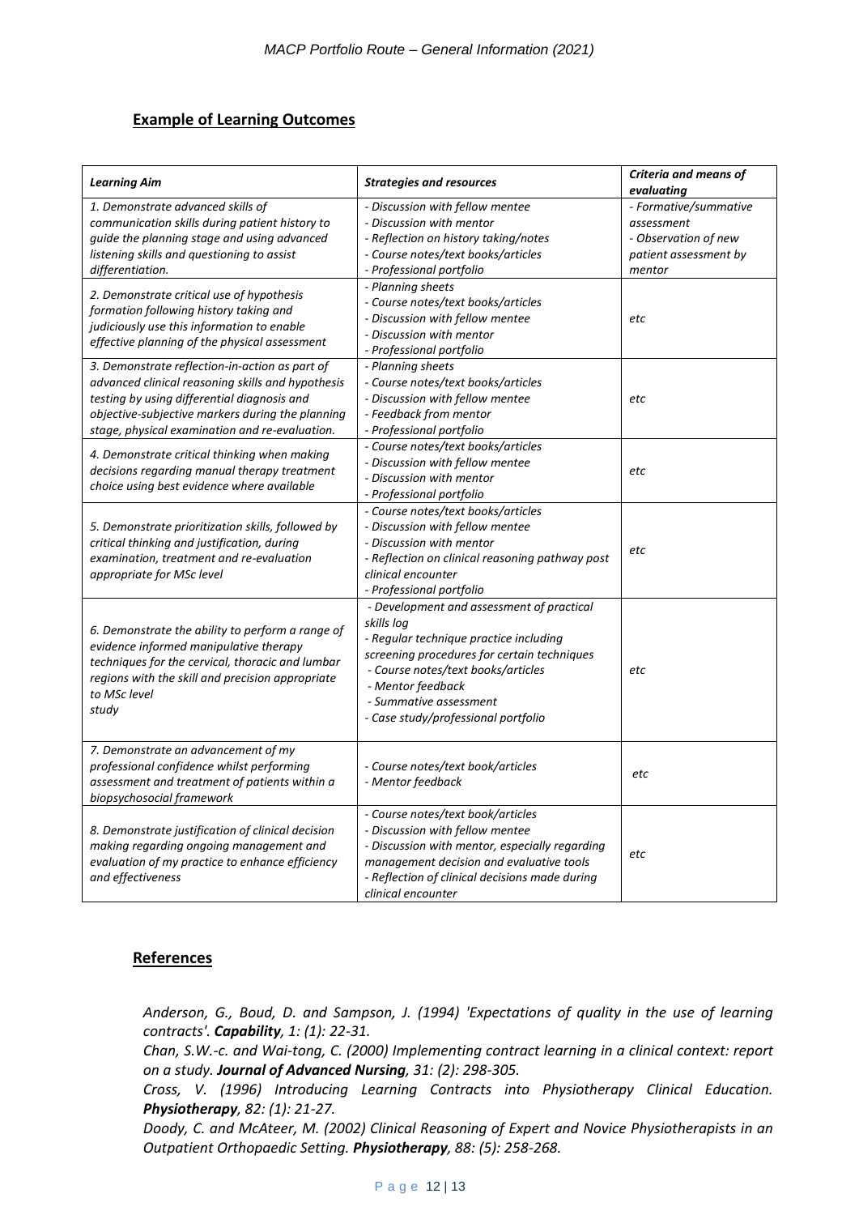## Example of Learning Outcomes

| *Learning Aim* | *Strategies and resources* | *Criteria and means of evaluating* |
|---|---|---|
| *1. Demonstrate advanced skills of communication skills during patient history to guide the planning stage and using advanced listening skills and questioning to assist differentiation.* | *- Discussion with fellow mentee<br>- Discussion with mentor<br>- Reflection on history taking/notes<br>- Course notes/text books/articles<br>- Professional portfolio* | *- Formative/summative assessment<br>- Observation of new patient assessment by mentor* |
| *2. Demonstrate critical use of hypothesis formation following history taking and judiciously use this information to enable effective planning of the physical assessment* | *- Planning sheets<br>- Course notes/text books/articles<br>- Discussion with fellow mentee<br>- Discussion with mentor<br>- Professional portfolio* | *etc* |
| *3. Demonstrate reflection-in-action as part of advanced clinical reasoning skills and hypothesis testing by using differential diagnosis and objective-subjective markers during the planning stage, physical examination and re-evaluation.* | *- Planning sheets<br>- Course notes/text books/articles<br>- Discussion with fellow mentee<br>- Feedback from mentor<br>- Professional portfolio* | *etc* |
| *4. Demonstrate critical thinking when making decisions regarding manual therapy treatment choice using best evidence where available* | *- Course notes/text books/articles<br>- Discussion with fellow mentee<br>- Discussion with mentor<br>- Professional portfolio* | *etc* |
| *5. Demonstrate prioritization skills, followed by critical thinking and justification, during examination, treatment and re-evaluation appropriate for MSc level* | *- Course notes/text books/articles<br>- Discussion with fellow mentee<br>- Discussion with mentor<br>- Reflection on clinical reasoning pathway post clinical encounter<br>- Professional portfolio* | *etc* |
| *6. Demonstrate the ability to perform a range of evidence informed manipulative therapy techniques for the cervical, thoracic and lumbar regions with the skill and precision appropriate to MSc level study* | *- Development and assessment of practical skills log<br>- Regular technique practice including screening procedures for certain techniques<br>- Course notes/text books/articles<br>- Mentor feedback<br>- Summative assessment<br>- Case study/professional portfolio* | *etc* |
| *7. Demonstrate an advancement of my professional confidence whilst performing assessment and treatment of patients within a biopsychosocial framework* | *- Course notes/text book/articles<br>- Mentor feedback* | *etc* |
| *8. Demonstrate justification of clinical decision making regarding ongoing management and evaluation of my practice to enhance efficiency and effectiveness* | *- Course notes/text book/articles<br>- Discussion with fellow mentee<br>- Discussion with mentor, especially regarding management decision and evaluative tools<br>- Reflection of clinical decisions made during clinical encounter* | *etc* |

## References

*Anderson, G., Boud, D. and Sampson, J. (1994) 'Expectations of quality in the use of learning contracts'. **Capability**, 1: (1): 22-31.*

*Chan, S.W.-c. and Wai-tong, C. (2000) Implementing contract learning in a clinical context: report on a study. **Journal of Advanced Nursing**, 31: (2): 298-305.*

*Cross, V. (1996) Introducing Learning Contracts into Physiotherapy Clinical Education. **Physiotherapy**, 82: (1): 21-27.*

*Doody, C. and McAteer, M. (2002) Clinical Reasoning of Expert and Novice Physiotherapists in an Outpatient Orthopaedic Setting. **Physiotherapy**, 88: (5): 258-268.*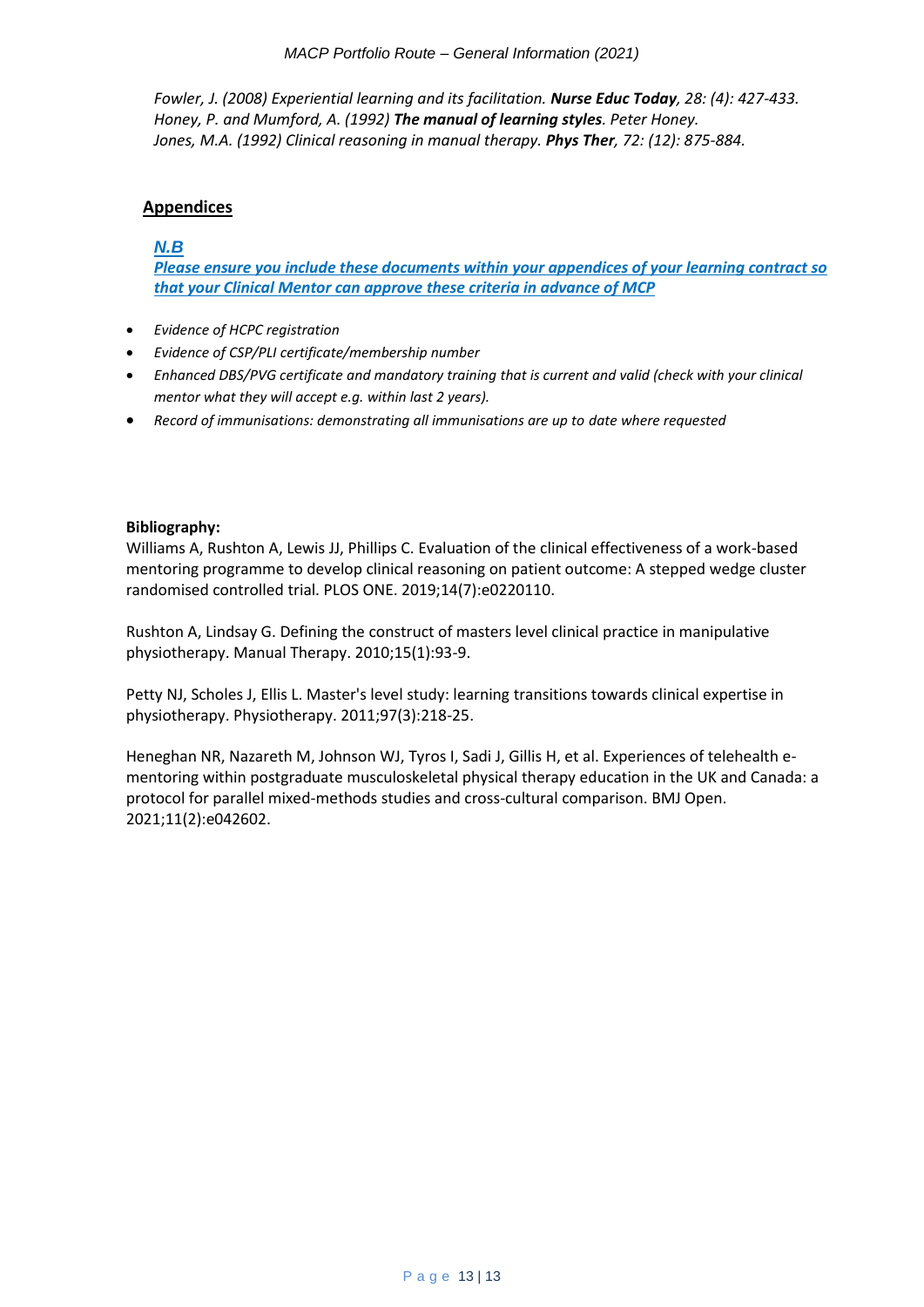*Fowler, J. (2008) Experiential learning and its facilitation. **Nurse Educ Today**, 28: (4): 427-433.*
*Honey, P. and Mumford, A. (1992) **The manual of learning styles**. Peter Honey.*
*Jones, M.A. (1992) Clinical reasoning in manual therapy. **Phys Ther**, 72: (12): 875-884.*

## Appendices

***N.B***
***Please ensure you include these documents within your appendices of your learning contract so that your Clinical Mentor can approve these criteria in advance of MCP***

- *Evidence of HCPC registration*
- *Evidence of CSP/PLI certificate/membership number*
- *Enhanced DBS/PVG certificate and mandatory training that is current and valid (check with your clinical mentor what they will accept e.g. within last 2 years).*
- *Record of immunisations: demonstrating all immunisations are up to date where requested*

**Bibliography:**

Williams A, Rushton A, Lewis JJ, Phillips C. Evaluation of the clinical effectiveness of a work-based mentoring programme to develop clinical reasoning on patient outcome: A stepped wedge cluster randomised controlled trial. PLOS ONE. 2019;14(7):e0220110.

Rushton A, Lindsay G. Defining the construct of masters level clinical practice in manipulative physiotherapy. Manual Therapy. 2010;15(1):93-9.

Petty NJ, Scholes J, Ellis L. Master's level study: learning transitions towards clinical expertise in physiotherapy. Physiotherapy. 2011;97(3):218-25.

Heneghan NR, Nazareth M, Johnson WJ, Tyros I, Sadi J, Gillis H, et al. Experiences of telehealth e-mentoring within postgraduate musculoskeletal physical therapy education in the UK and Canada: a protocol for parallel mixed-methods studies and cross-cultural comparison. BMJ Open. 2021;11(2):e042602.